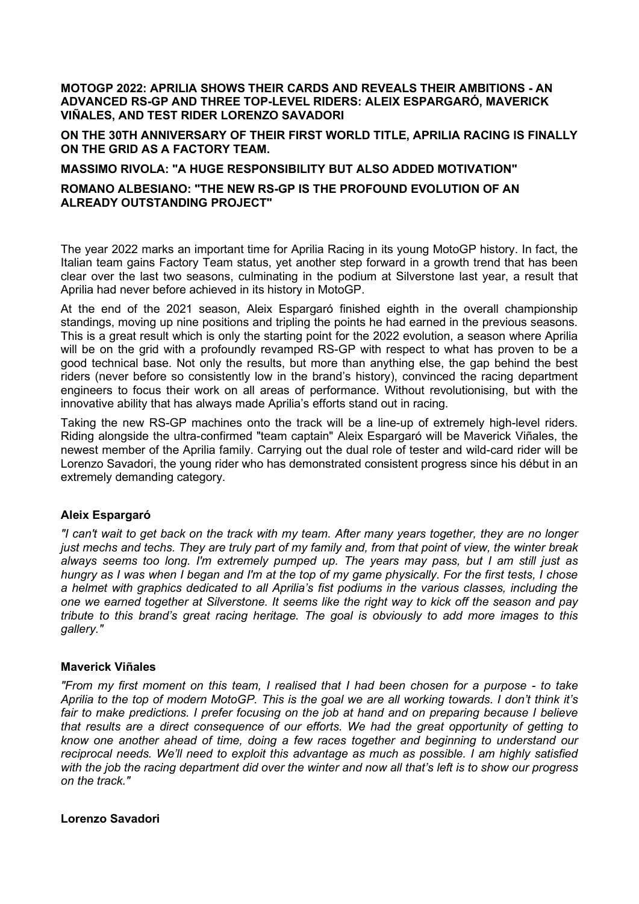**MOTOGP 2022: APRILIA SHOWS THEIR CARDS AND REVEALS THEIR AMBITIONS - AN ADVANCED RS-GP AND THREE TOP-LEVEL RIDERS: ALEIX ESPARGARÓ, MAVERICK VIÑALES, AND TEST RIDER LORENZO SAVADORI**

**ON THE 30TH ANNIVERSARY OF THEIR FIRST WORLD TITLE, APRILIA RACING IS FINALLY ON THE GRID AS A FACTORY TEAM.**

**MASSIMO RIVOLA: "A HUGE RESPONSIBILITY BUT ALSO ADDED MOTIVATION"**

**ROMANO ALBESIANO: "THE NEW RS-GP IS THE PROFOUND EVOLUTION OF AN ALREADY OUTSTANDING PROJECT"**

The year 2022 marks an important time for Aprilia Racing in its young MotoGP history. In fact, the Italian team gains Factory Team status, yet another step forward in a growth trend that has been clear over the last two seasons, culminating in the podium at Silverstone last year, a result that Aprilia had never before achieved in its history in MotoGP.

At the end of the 2021 season, Aleix Espargaró finished eighth in the overall championship standings, moving up nine positions and tripling the points he had earned in the previous seasons. This is a great result which is only the starting point for the 2022 evolution, a season where Aprilia will be on the grid with a profoundly revamped RS-GP with respect to what has proven to be a good technical base. Not only the results, but more than anything else, the gap behind the best riders (never before so consistently low in the brand's history), convinced the racing department engineers to focus their work on all areas of performance. Without revolutionising, but with the innovative ability that has always made Aprilia's efforts stand out in racing.

Taking the new RS-GP machines onto the track will be a line-up of extremely high-level riders. Riding alongside the ultra-confirmed "team captain" Aleix Espargaró will be Maverick Viñales, the newest member of the Aprilia family. Carrying out the dual role of tester and wild-card rider will be Lorenzo Savadori, the young rider who has demonstrated consistent progress since his début in an extremely demanding category.

**Aleix Espargaró**

*"I can't wait to get back on the track with my team. After many years together, they are no longer just mechs and techs. They are truly part of my family and, from that point of view, the winter break always seems too long. I'm extremely pumped up. The years may pass, but I am still just as hungry as I was when I began and I'm at the top of my game physically. For the first tests, I chose a helmet with graphics dedicated to all Aprilia's fist podiums in the various classes, including the one we earned together at Silverstone. It seems like the right way to kick off the season and pay tribute to this brand's great racing heritage. The goal is obviously to add more images to this gallery."*

**Maverick Viñales**

*"From my first moment on this team, I realised that I had been chosen for a purpose - to take Aprilia to the top of modern MotoGP. This is the goal we are all working towards. I don't think it's fair to make predictions. I prefer focusing on the job at hand and on preparing because I believe that results are a direct consequence of our efforts. We had the great opportunity of getting to know one another ahead of time, doing a few races together and beginning to understand our reciprocal needs. We'll need to exploit this advantage as much as possible. I am highly satisfied with the job the racing department did over the winter and now all that's left is to show our progress on the track."*

**Lorenzo Savadori**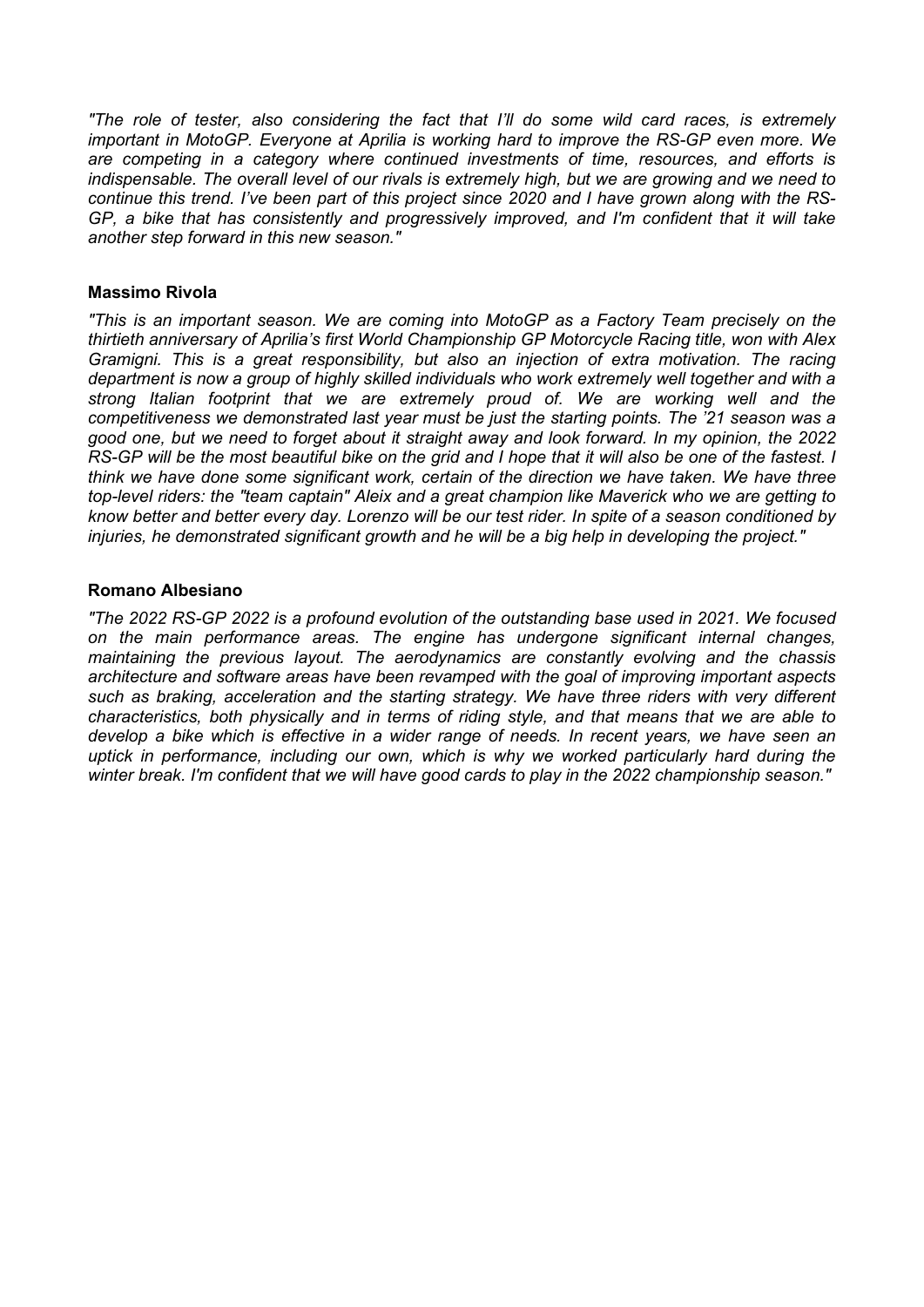*"The role of tester, also considering the fact that I'll do some wild card races, is extremely important in MotoGP. Everyone at Aprilia is working hard to improve the RS-GP even more. We are competing in a category where continued investments of time, resources, and efforts is indispensable. The overall level of our rivals is extremely high, but we are growing and we need to continue this trend. I've been part of this project since 2020 and I have grown along with the RS-GP, a bike that has consistently and progressively improved, and I'm confident that it will take another step forward in this new season."*

**Massimo Rivola**

*"This is an important season. We are coming into MotoGP as a Factory Team precisely on the thirtieth anniversary of Aprilia's first World Championship GP Motorcycle Racing title, won with Alex Gramigni. This is a great responsibility, but also an injection of extra motivation. The racing department is now a group of highly skilled individuals who work extremely well together and with a strong Italian footprint that we are extremely proud of. We are working well and the competitiveness we demonstrated last year must be just the starting points. The '21 season was a good one, but we need to forget about it straight away and look forward. In my opinion, the 2022 RS-GP will be the most beautiful bike on the grid and I hope that it will also be one of the fastest. I think we have done some significant work, certain of the direction we have taken. We have three top-level riders: the "team captain" Aleix and a great champion like Maverick who we are getting to know better and better every day. Lorenzo will be our test rider. In spite of a season conditioned by injuries, he demonstrated significant growth and he will be a big help in developing the project."*

**Romano Albesiano**

*"The 2022 RS-GP 2022 is a profound evolution of the outstanding base used in 2021. We focused on the main performance areas. The engine has undergone significant internal changes, maintaining the previous layout. The aerodynamics are constantly evolving and the chassis architecture and software areas have been revamped with the goal of improving important aspects such as braking, acceleration and the starting strategy. We have three riders with very different characteristics, both physically and in terms of riding style, and that means that we are able to develop a bike which is effective in a wider range of needs. In recent years, we have seen an uptick in performance, including our own, which is why we worked particularly hard during the winter break. I'm confident that we will have good cards to play in the 2022 championship season."*